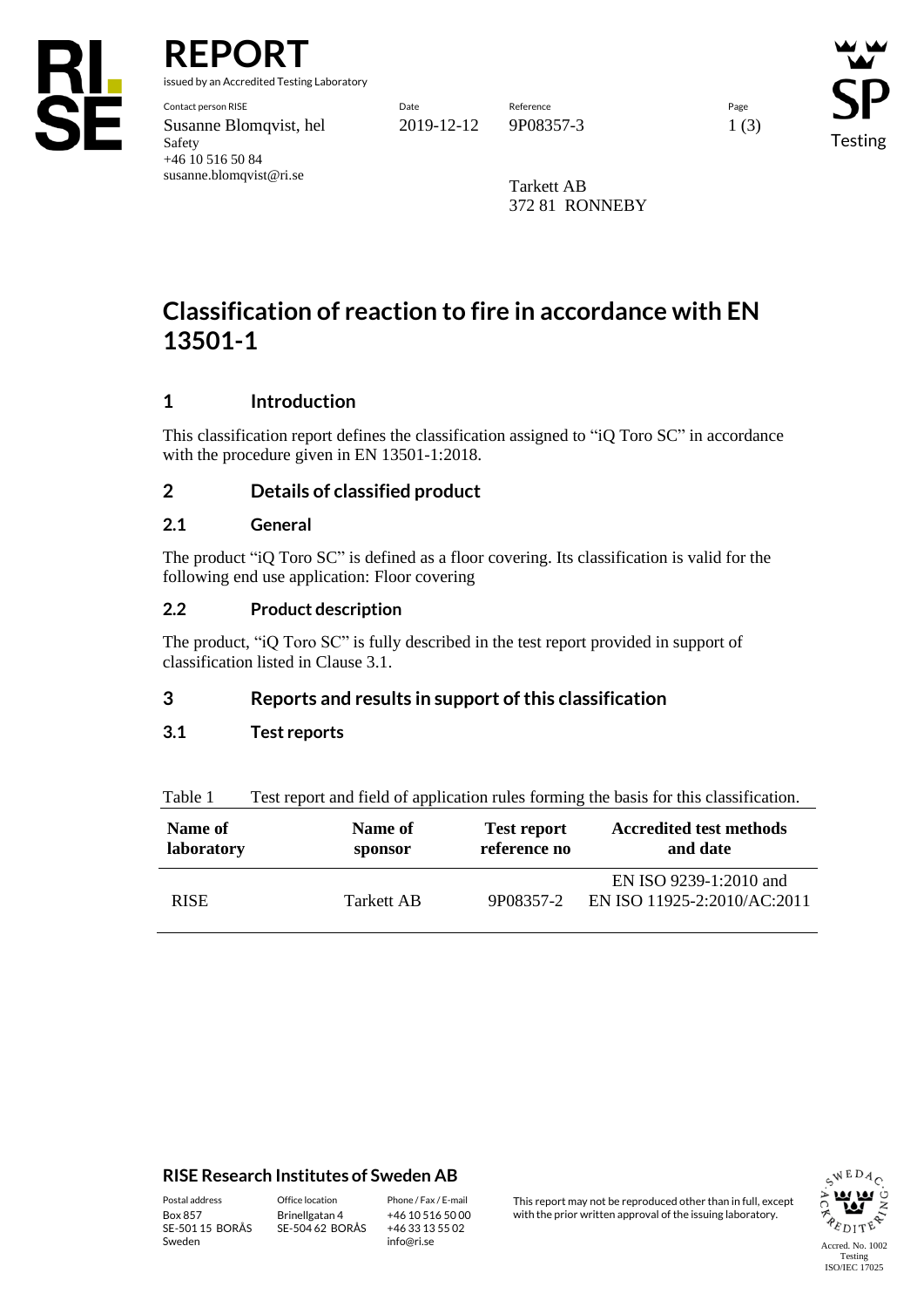# REPORT

issued by an Accredited Testing Laboratory

| Contact person RISE | Date | Reference | Page |
|---|---|---|---|
| Susanne Blomqvist, hel<br>Safety<br>+46 10 516 50 84<br>susanne.blomqvist@ri.se | 2019-12-12 | 9P08357-3 | 1 (3) |

Tarkett AB
372 81 RONNEBY

# Classification of reaction to fire in accordance with EN 13501-1

## 1 Introduction

This classification report defines the classification assigned to "iQ Toro SC" in accordance with the procedure given in EN 13501-1:2018.

## 2 Details of classified product

### 2.1 General

The product "iQ Toro SC" is defined as a floor covering. Its classification is valid for the following end use application: Floor covering

### 2.2 Product description

The product, "iQ Toro SC" is fully described in the test report provided in support of classification listed in Clause 3.1.

## 3 Reports and results in support of this classification

### 3.1 Test reports

Table 1 Test report and field of application rules forming the basis for this classification.

| Name of laboratory | Name of sponsor | Test report reference no | Accredited test methods and date |
|---|---|---|---|
| RISE | Tarkett AB | 9P08357-2 | EN ISO 9239-1:2010 and EN ISO 11925-2:2010/AC:2011 |

**RISE Research Institutes of Sweden AB**

| Postal address | Office location | Phone / Fax / E-mail |
|---|---|---|
| Box 857<br>SE-501 15 BORÅS<br>Sweden | Brinellgatan 4<br>SE-504 62 BORÅS | +46 10 516 50 00<br>+46 33 13 55 02<br>info@ri.se |

This report may not be reproduced other than in full, except with the prior written approval of the issuing laboratory.

Accred. No. 1002
Testing
ISO/IEC 17025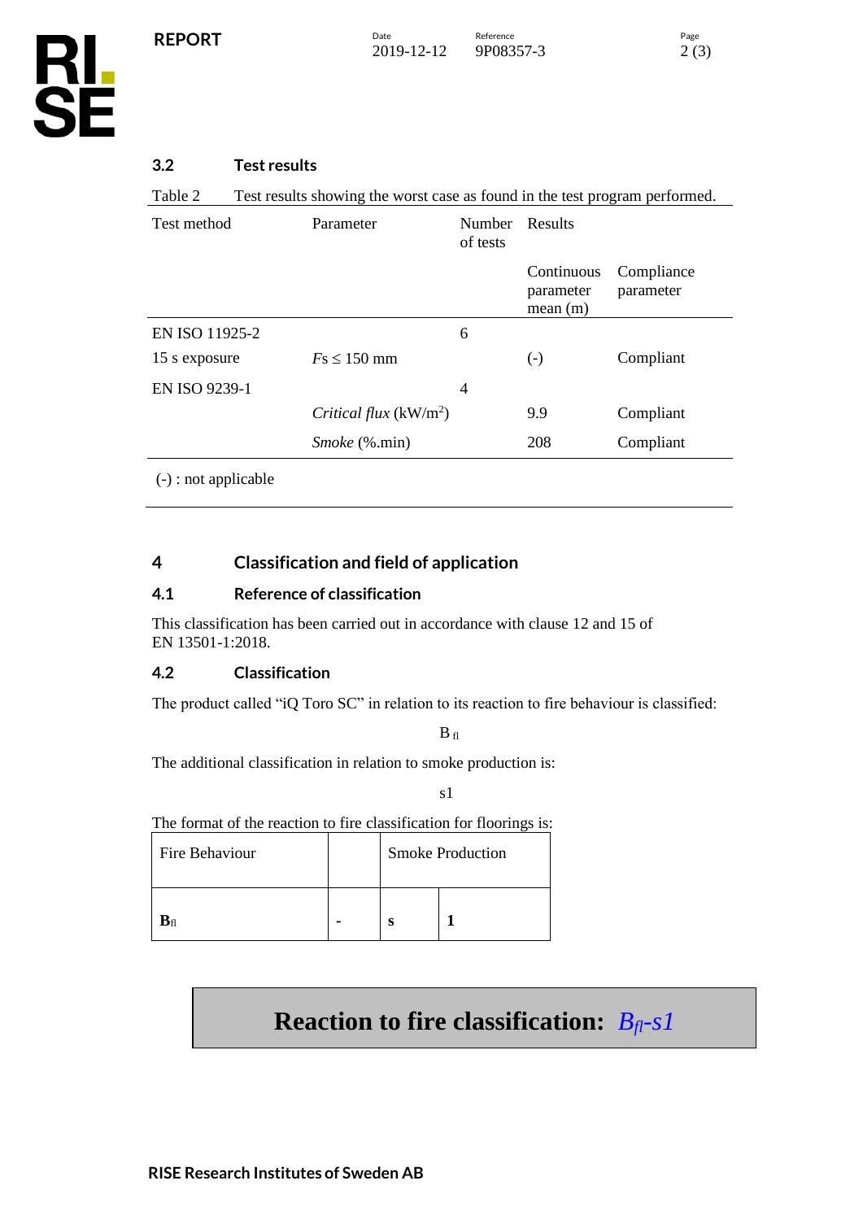### 3.2 Test results

Table 2 Test results showing the worst case as found in the test program performed.

| Test method | Parameter | Number of tests | Results | |
|---|---|---|---|---|
| | | | Continuous parameter mean (m) | Compliance parameter |
| EN ISO 11925-2 | | 6 | | |
| 15 s exposure | *Fs* ≤ 150 mm | | (-) | Compliant |
| EN ISO 9239-1 | | 4 | | |
| | *Critical flux* ($kW/m^2$) | | 9.9 | Compliant |
| | *Smoke* (%.min) | | 208 | Compliant |

(-) : not applicable

## 4 Classification and field of application

### 4.1 Reference of classification

This classification has been carried out in accordance with clause 12 and 15 of EN 13501-1:2018.

### 4.2 Classification

The product called “iQ Toro SC” in relation to its reaction to fire behaviour is classified:

$B_{fl}$

The additional classification in relation to smoke production is:

s1

The format of the reaction to fire classification for floorings is:

| Fire Behaviour | | Smoke Production | |
|---|---|---|---|
| **$B_{fl}$** | **-** | **s** | **1** |

**Reaction to fire classification:** *$B_{fl}$-s1*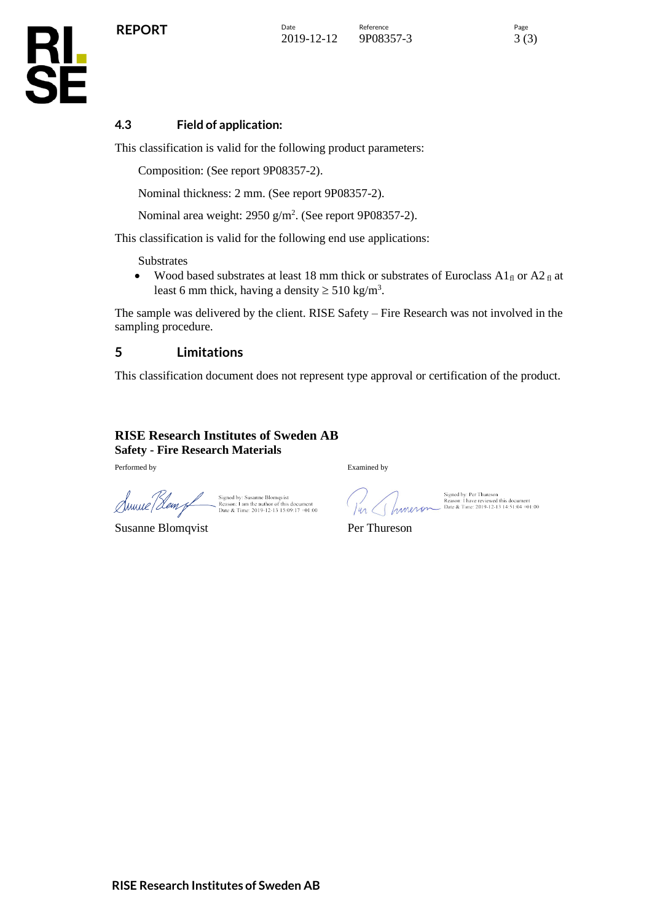### 4.3 Field of application:

This classification is valid for the following product parameters:

Composition: (See report 9P08357-2).

Nominal thickness: 2 mm. (See report 9P08357-2).

Nominal area weight: 2950 $g/m^2$. (See report 9P08357-2).

This classification is valid for the following end use applications:

Substrates

- Wood based substrates at least 18 mm thick or substrates of Euroclass $A1_{fl}$ or $A2_{fl}$ at least 6 mm thick, having a density ≥ 510 $kg/m^3$.

The sample was delivered by the client. RISE Safety – Fire Research was not involved in the sampling procedure.

## 5 Limitations

This classification document does not represent type approval or certification of the product.

**RISE Research Institutes of Sweden AB**
**Safety - Fire Research Materials**

| Performed by | Examined by |
| --- | --- |
| Signed by: Susanne Blomqvist<br>Reason: I am the author of this document<br>Date & Time: 2019-12-13 15:09:17 +01:00 | Signed by: Per Thureson<br>Reason: I have reviewed this document<br>Date & Time: 2019-12-13 14:51:04 +01:00 |
| Susanne Blomqvist | Per Thureson |